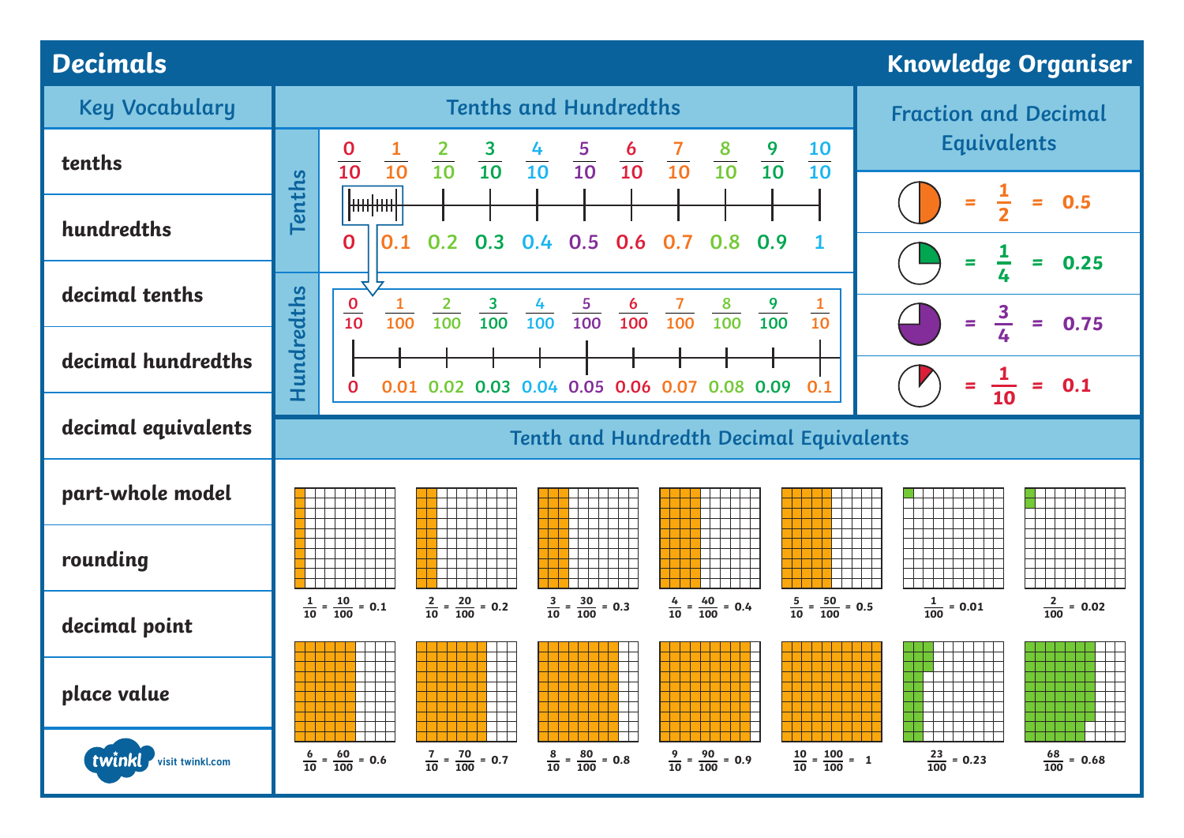# Decimals

**Knowledge Organiser**

## Key Vocabulary

- tenths
- hundredths
- decimal tenths
- decimal hundredths
- decimal equivalents
- part-whole model
- rounding
- decimal point
- place value

## Tenths and Hundredths

**Tenths**

$\frac{0}{10}$ $\frac{1}{10}$ $\frac{2}{10}$ $\frac{3}{10}$ $\frac{4}{10}$ $\frac{5}{10}$ $\frac{6}{10}$ $\frac{7}{10}$ $\frac{8}{10}$ $\frac{9}{10}$ $\frac{10}{10}$

0 0.1 0.2 0.3 0.4 0.5 0.6 0.7 0.8 0.9 1

**Hundredths**

$\frac{0}{10}$ $\frac{1}{100}$ $\frac{2}{100}$ $\frac{3}{100}$ $\frac{4}{100}$ $\frac{5}{100}$ $\frac{6}{100}$ $\frac{7}{100}$ $\frac{8}{100}$ $\frac{9}{100}$ $\frac{1}{10}$

0 0.01 0.02 0.03 0.04 0.05 0.06 0.07 0.08 0.09 0.1

## Fraction and Decimal Equivalents

$= \frac{1}{2} = 0.5$

$= \frac{1}{4} = 0.25$

$= \frac{3}{4} = 0.75$

$= \frac{1}{10} = 0.1$

## Tenth and Hundredth Decimal Equivalents

$\frac{1}{10} = \frac{10}{100} = 0.1$

$\frac{2}{10} = \frac{20}{100} = 0.2$

$\frac{3}{10} = \frac{30}{100} = 0.3$

$\frac{4}{10} = \frac{40}{100} = 0.4$

$\frac{5}{10} = \frac{50}{100} = 0.5$

$\frac{1}{100} = 0.01$

$\frac{2}{100} = 0.02$

$\frac{6}{10} = \frac{60}{100} = 0.6$

$\frac{7}{10} = \frac{70}{100} = 0.7$

$\frac{8}{10} = \frac{80}{100} = 0.8$

$\frac{9}{10} = \frac{90}{100} = 0.9$

$\frac{10}{10} = \frac{100}{100} = 1$

$\frac{23}{100} = 0.23$

$\frac{68}{100} = 0.68$

visit twinkl.com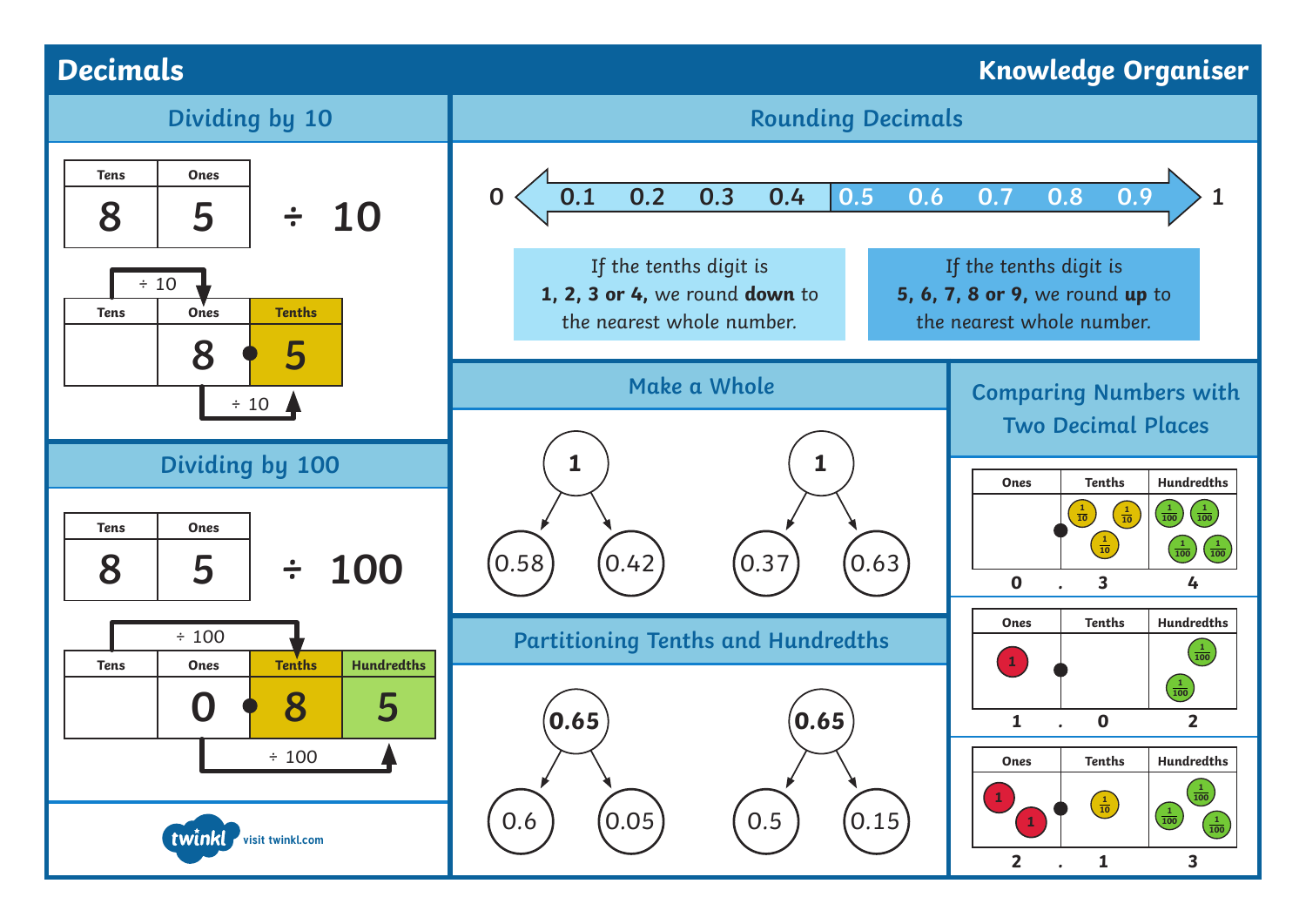# Decimals

Knowledge Organiser

## Dividing by 10

| Tens | Ones |
|---|---|
| 8 | 5 |

÷ 10

÷ 10

| Tens | Ones | Tenths |
|---|---|---|
| | 8 • | 5 |

÷ 10

## Dividing by 100

| Tens | Ones |
|---|---|
| 8 | 5 |

÷ 100

÷ 100

| Tens | Ones | Tenths | Hundredths |
|---|---|---|---|
| | 0 • | 8 | 5 |

÷ 100

visit twinkl.com

## Rounding Decimals

0 0.1 0.2 0.3 0.4 0.5 0.6 0.7 0.8 0.9 1

If the tenths digit is **1, 2, 3 or 4,** we round **down** to the nearest whole number.

If the tenths digit is **5, 6, 7, 8 or 9,** we round **up** to the nearest whole number.

## Make a Whole

1 → 0.58, 0.42

1 → 0.37, 0.63

## Partitioning Tenths and Hundredths

0.65 → 0.6, 0.05

0.65 → 0.5, 0.15

## Comparing Numbers with Two Decimal Places

| Ones | Tenths | Hundredths |
|---|---|---|
| • | $\frac{1}{10}$ $\frac{1}{10}$ $\frac{1}{10}$ | $\frac{1}{100}$ $\frac{1}{100}$ $\frac{1}{100}$ $\frac{1}{100}$ |
| 0 . | 3 | 4 |

| Ones | Tenths | Hundredths |
|---|---|---|
| 1 • | | $\frac{1}{100}$ $\frac{1}{100}$ |
| 1 . | 0 | 2 |

| Ones | Tenths | Hundredths |
|---|---|---|
| 1 1 • | $\frac{1}{10}$ | $\frac{1}{100}$ $\frac{1}{100}$ $\frac{1}{100}$ |
| 2 . | 1 | 3 |